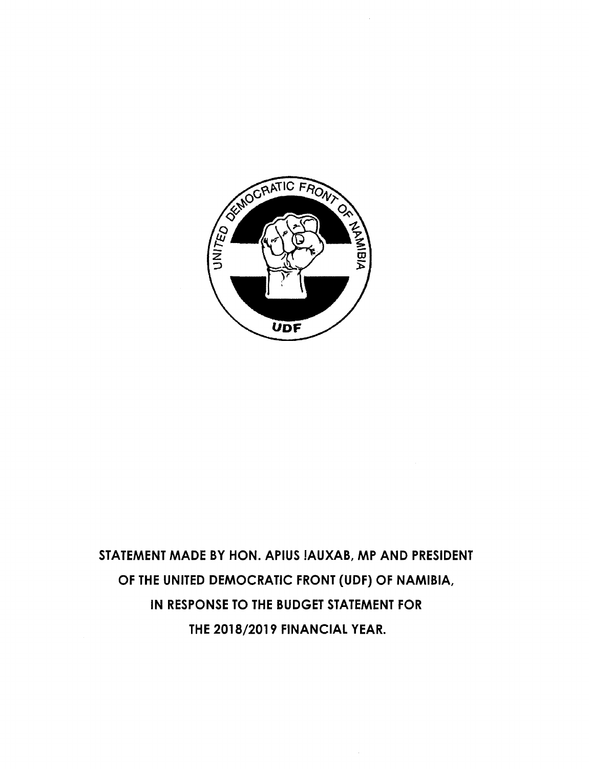**STATEMENT MADE BY HON. APIUS !AUXAB, MP AND PRESIDENT OF THE UNITED DEMOCRATIC FRONT (UDF) OF NAMIBIA, IN RESPONSE TO THE BUDGET STATEMENT FOR THE 2018/2019 FINANCIAL YEAR.**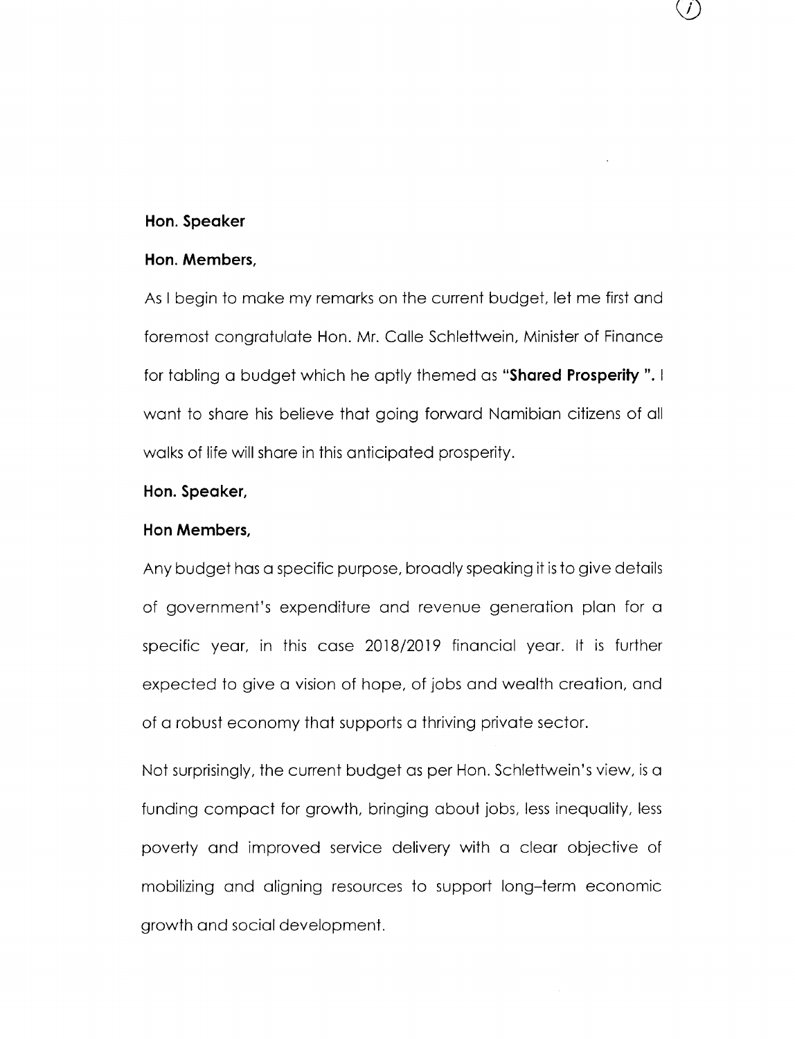**Hon. Speaker**

**Hon. Members,**

As I begin to make my remarks on the current budget, let me first and foremost congratulate Hon. Mr. Calle Schlettwein, Minister of Finance for tabling a budget which he aptly themed as **"Shared Prosperity ".** I want to share his believe that going forward Namibian citizens of all walks of life will share in this anticipated prosperity.

**Hon. Speaker,**

**Hon Members,**

Any budget has a specific purpose, broadly speaking it is to give details of government's expenditure and revenue generation plan for a specific year, in this case 2018/2019 financial year. It is further expected to give a vision of hope, of jobs and wealth creation, and of a robust economy that supports a thriving private sector.

Not surprisingly, the current budget as per Hon. Schlettwein's view, is a funding compact for growth, bringing about jobs, less inequality, less poverty and improved service delivery with a clear objective of mobilizing and aligning resources to support long–term economic growth and social development.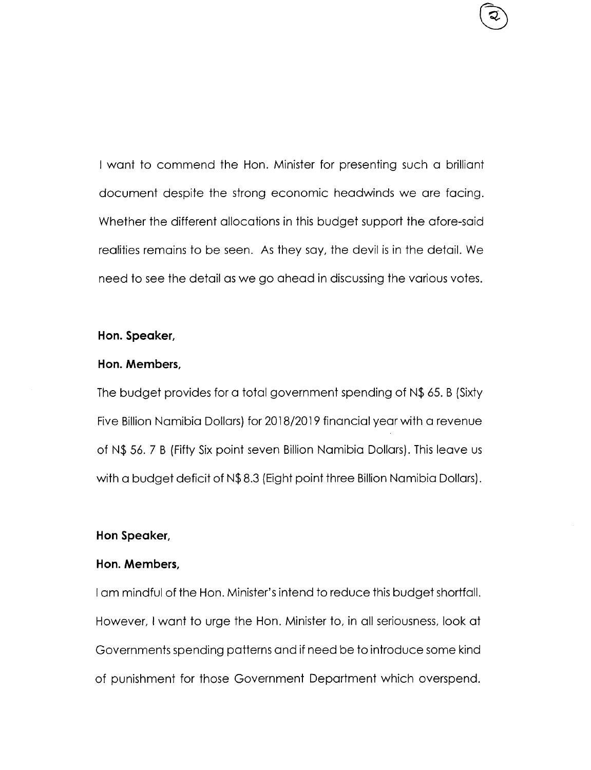I want to commend the Hon. Minister for presenting such a brilliant document despite the strong economic headwinds we are facing. Whether the different allocations in this budget support the afore-said realities remains to be seen. As they say, the devil is in the detail. We need to see the detail as we go ahead in discussing the various votes.

**Hon. Speaker,**

**Hon. Members,**

The budget provides for a total government spending of N$ 65. B (Sixty Five Billion Namibia Dollars) for 2018/2019 financial year with a revenue of N$ 56. 7 B (Fifty Six point seven Billion Namibia Dollars). This leave us with a budget deficit of N$ 8.3 (Eight point three Billion Namibia Dollars).

**Hon Speaker,**

**Hon. Members,**

I am mindful of the Hon. Minister's intend to reduce this budget shortfall. However, I want to urge the Hon. Minister to, in all seriousness, look at Governments spending patterns and if need be to introduce some kind of punishment for those Government Department which overspend.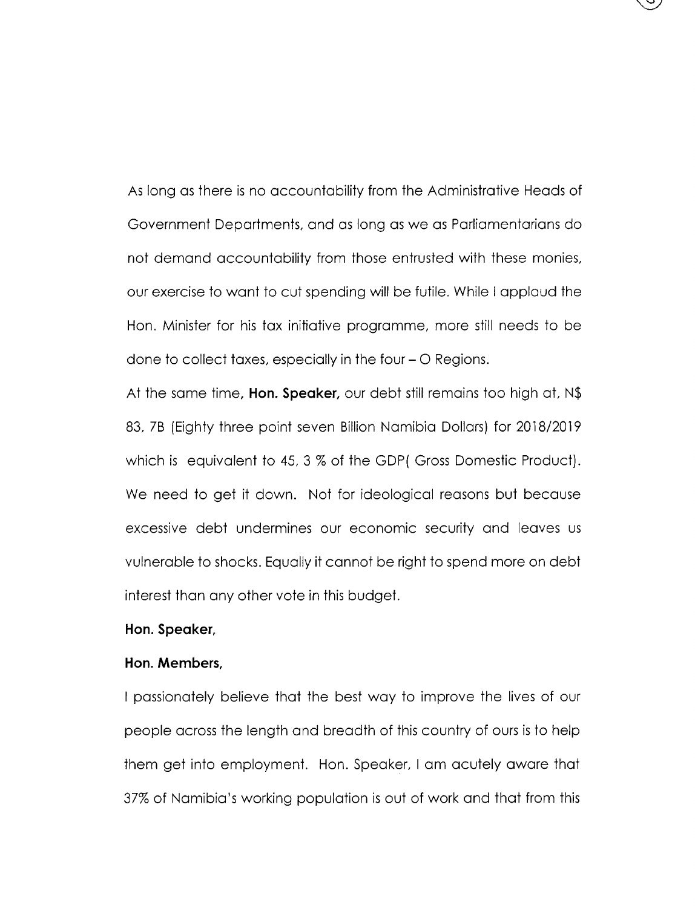As long as there is no accountability from the Administrative Heads of Government Departments, and as long as we as Parliamentarians do not demand accountability from those entrusted with these monies, our exercise to want to cut spending will be futile. While I applaud the Hon. Minister for his tax initiative programme, more still needs to be done to collect taxes, especially in the four – O Regions.

At the same time, **Hon. Speaker,** our debt still remains too high at, N$ 83, 7B (Eighty three point seven Billion Namibia Dollars) for 2018/2019 which is equivalent to 45, 3 % of the GDP( Gross Domestic Product). We need to get it down. Not for ideological reasons but because excessive debt undermines our economic security and leaves us vulnerable to shocks. Equally it cannot be right to spend more on debt interest than any other vote in this budget.

**Hon. Speaker,**

**Hon. Members,**

I passionately believe that the best way to improve the lives of our people across the length and breadth of this country of ours is to help them get into employment. Hon. Speaker, I am acutely aware that 37% of Namibia's working population is out of work and that from this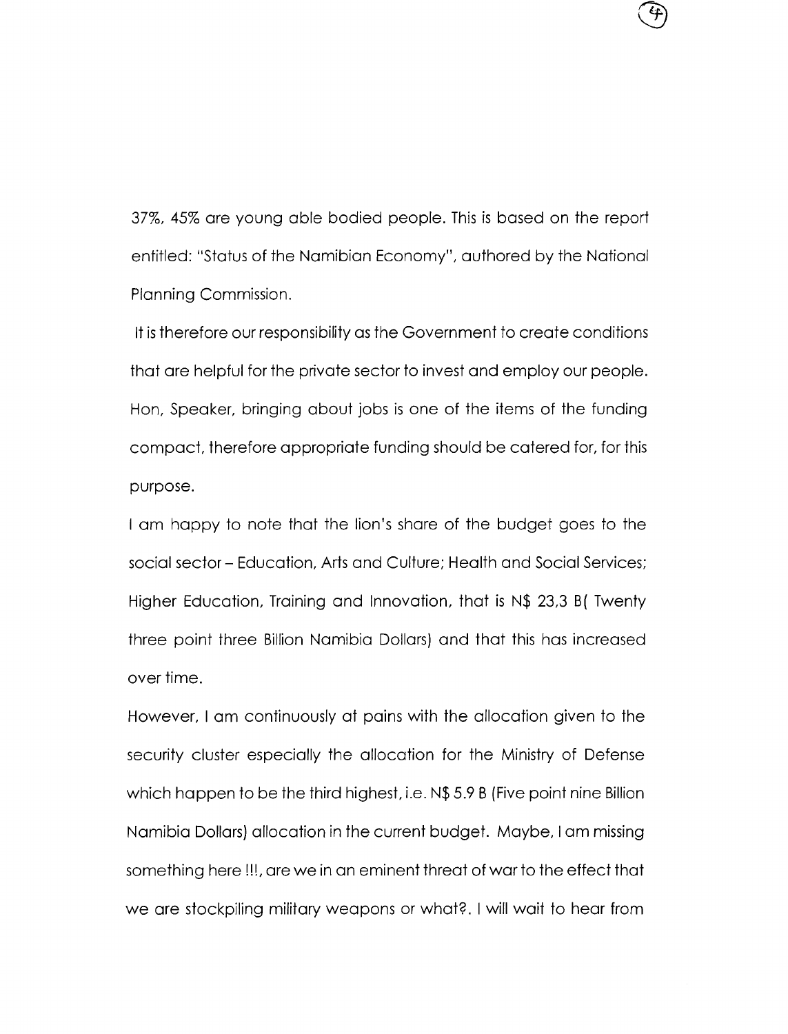37%, 45% are young able bodied people. This is based on the report entitled: "Status of the Namibian Economy", authored by the National Planning Commission.

It is therefore our responsibility as the Government to create conditions that are helpful for the private sector to invest and employ our people. Hon, Speaker, bringing about jobs is one of the items of the funding compact, therefore appropriate funding should be catered for, for this purpose.

I am happy to note that the lion's share of the budget goes to the social sector – Education, Arts and Culture; Health and Social Services; Higher Education, Training and Innovation, that is N$ 23,3 B( Twenty three point three Billion Namibia Dollars) and that this has increased over time.

However, I am continuously at pains with the allocation given to the security cluster especially the allocation for the Ministry of Defense which happen to be the third highest, i.e. N$ 5.9 B (Five point nine Billion Namibia Dollars) allocation in the current budget. Maybe, I am missing something here !!!, are we in an eminent threat of war to the effect that we are stockpiling military weapons or what?. I will wait to hear from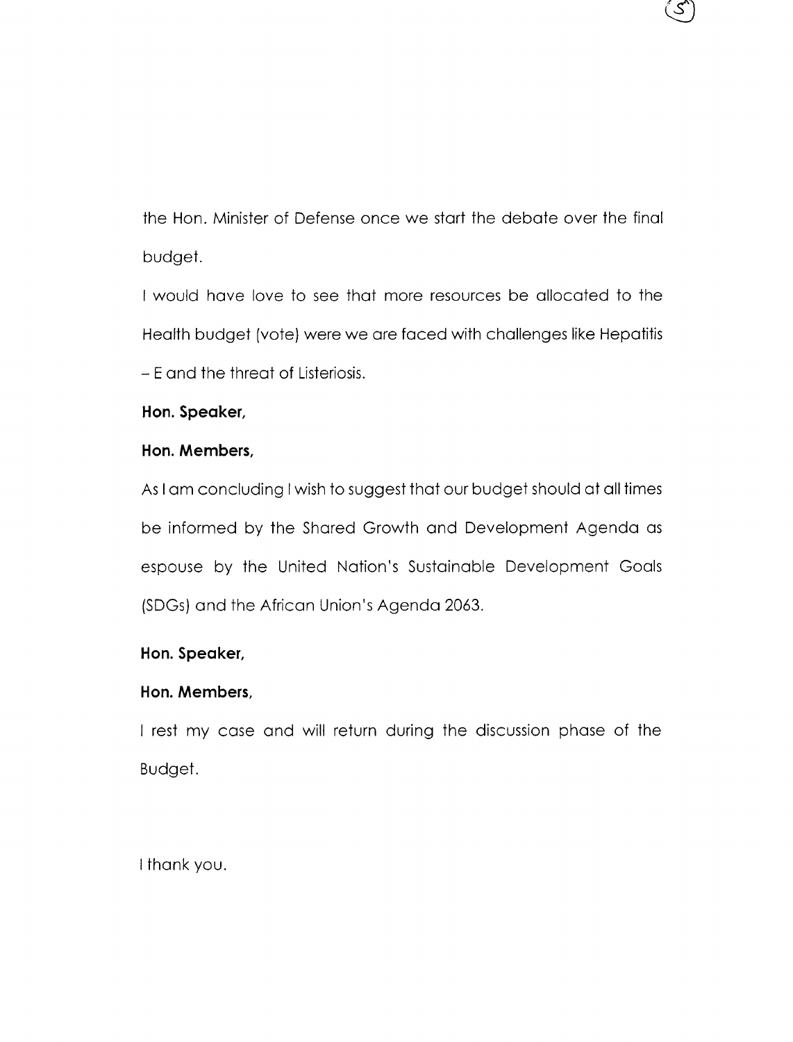the Hon. Minister of Defense once we start the debate over the final budget.

I would have love to see that more resources be allocated to the Health budget (vote) were we are faced with challenges like Hepatitis – E and the threat of Listeriosis.

**Hon. Speaker,**

**Hon. Members,**

As I am concluding I wish to suggest that our budget should at all times be informed by the Shared Growth and Development Agenda as espouse by the United Nation's Sustainable Development Goals (SDGs) and the African Union's Agenda 2063.

**Hon. Speaker,**

**Hon. Members,**

I rest my case and will return during the discussion phase of the Budget.

I thank you.